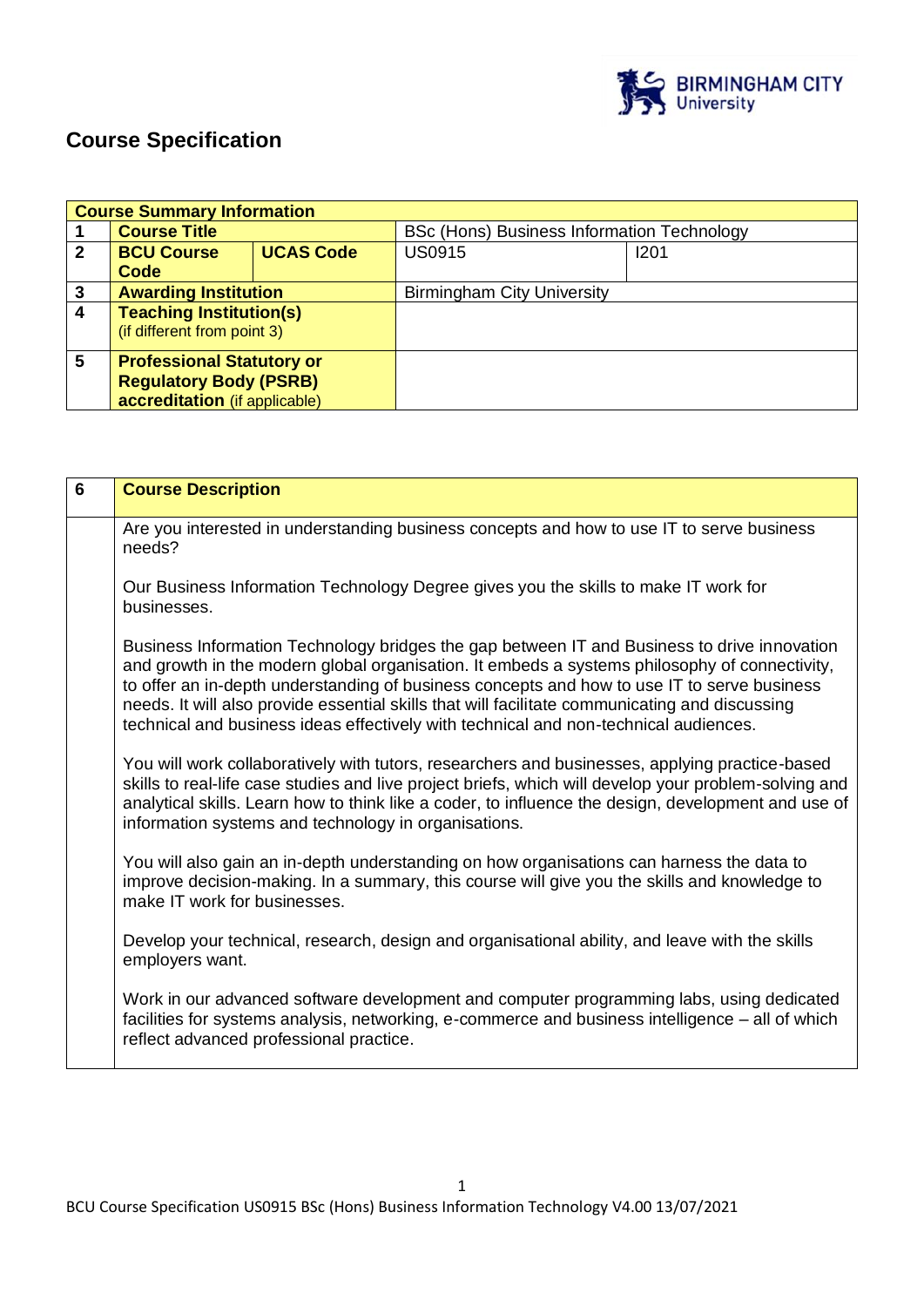# Course Specification

| Course Summary Information | | | | |
|---|---|---|---|---|
| 1 | **Course Title** | | BSc (Hons) Business Information Technology | |
| 2 | **BCU Course Code** | **UCAS Code** | US0915 | I201 |
| 3 | **Awarding Institution** | | Birmingham City University | |
| 4 | **Teaching Institution(s)** (if different from point 3) | | | |
| 5 | **Professional Statutory or Regulatory Body (PSRB) accreditation** (if applicable) | | | |

| 6 | Course Description |
|---|---|
| | Are you interested in understanding business concepts and how to use IT to serve business needs?<br><br>Our Business Information Technology Degree gives you the skills to make IT work for businesses.<br><br>Business Information Technology bridges the gap between IT and Business to drive innovation and growth in the modern global organisation. It embeds a systems philosophy of connectivity, to offer an in-depth understanding of business concepts and how to use IT to serve business needs. It will also provide essential skills that will facilitate communicating and discussing technical and business ideas effectively with technical and non-technical audiences.<br><br>You will work collaboratively with tutors, researchers and businesses, applying practice-based skills to real-life case studies and live project briefs, which will develop your problem-solving and analytical skills. Learn how to think like a coder, to influence the design, development and use of information systems and technology in organisations.<br><br>You will also gain an in-depth understanding on how organisations can harness the data to improve decision-making. In a summary, this course will give you the skills and knowledge to make IT work for businesses.<br><br>Develop your technical, research, design and organisational ability, and leave with the skills employers want.<br><br>Work in our advanced software development and computer programming labs, using dedicated facilities for systems analysis, networking, e-commerce and business intelligence – all of which reflect advanced professional practice. |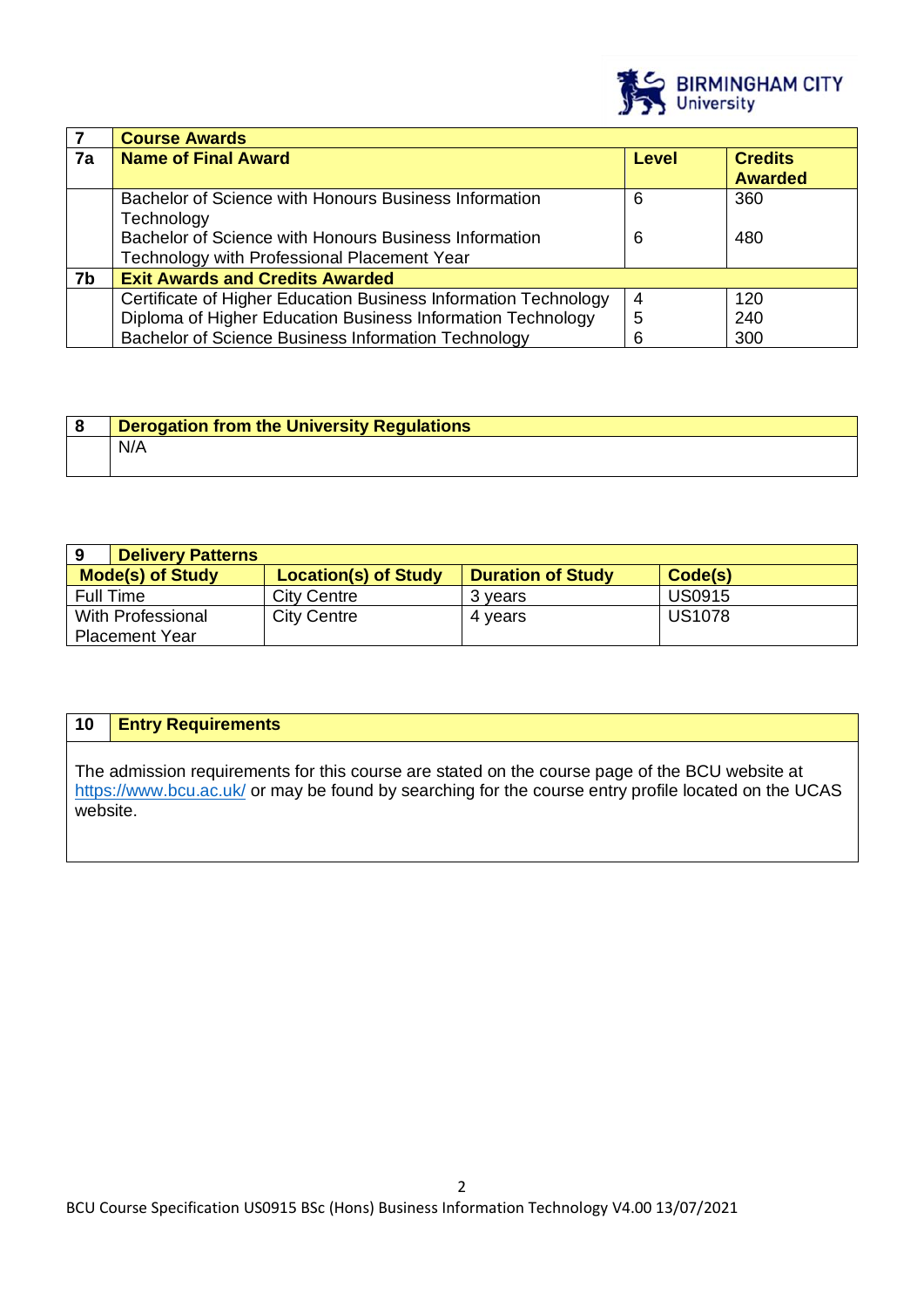| 7 | Course Awards | | |
|---|---|---|---|
| 7a | Name of Final Award | Level | Credits Awarded |
| | Bachelor of Science with Honours Business Information Technology | 6 | 360 |
| | Bachelor of Science with Honours Business Information Technology with Professional Placement Year | 6 | 480 |
| 7b | Exit Awards and Credits Awarded | | |
| | Certificate of Higher Education Business Information Technology | 4 | 120 |
| | Diploma of Higher Education Business Information Technology | 5 | 240 |
| | Bachelor of Science Business Information Technology | 6 | 300 |

| 8 | Derogation from the University Regulations |
|---|---|
| | N/A |

| 9 Delivery Patterns | | | |
|---|---|---|---|
| Mode(s) of Study | Location(s) of Study | Duration of Study | Code(s) |
| Full Time | City Centre | 3 years | US0915 |
| With Professional Placement Year | City Centre | 4 years | US1078 |

| 10 | Entry Requirements |
|---|---|
| | The admission requirements for this course are stated on the course page of the BCU website at https://www.bcu.ac.uk/ or may be found by searching for the course entry profile located on the UCAS website. |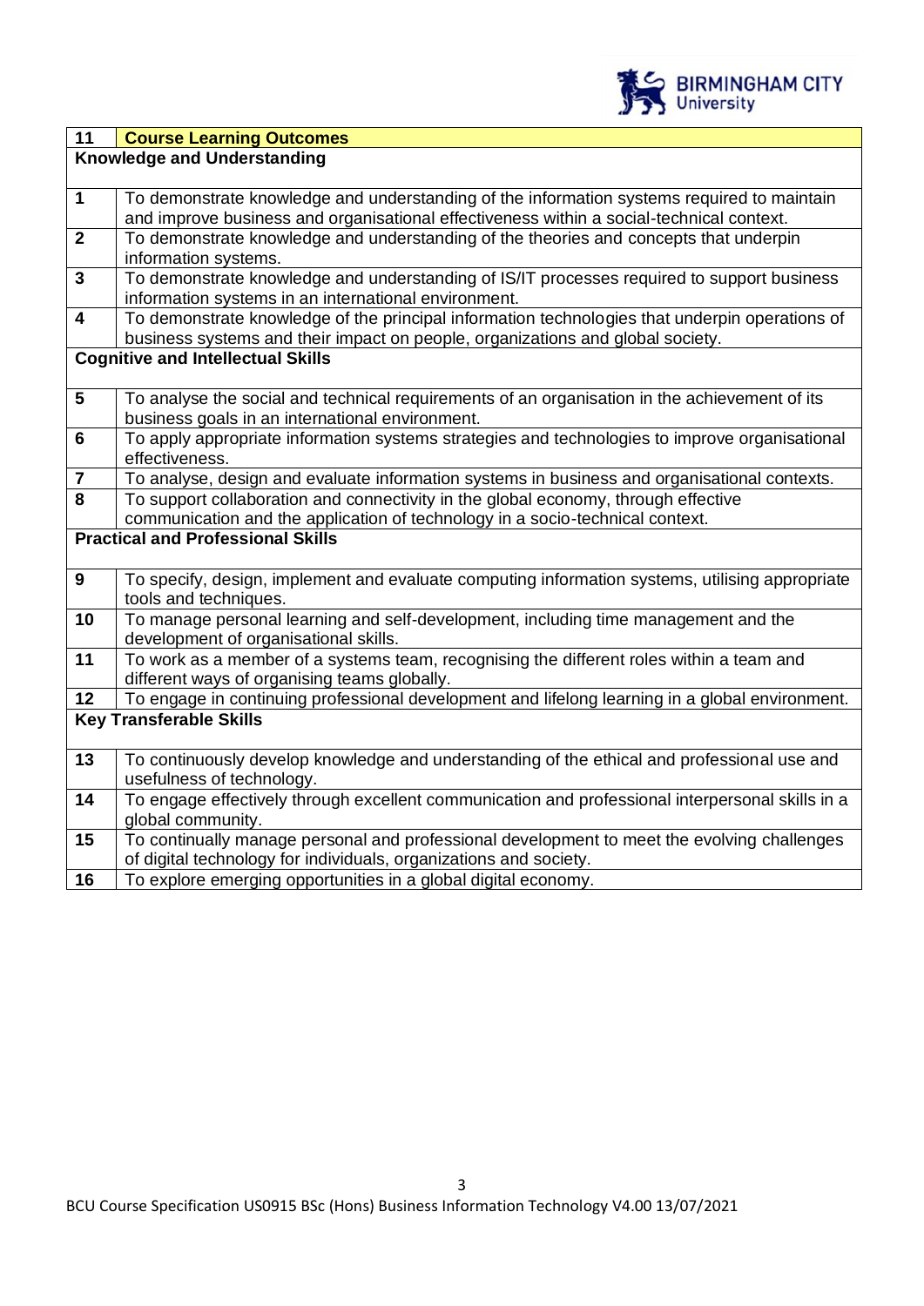| 11 | **Course Learning Outcomes** |
|---|---|
| **Knowledge and Understanding** | |
| 1 | To demonstrate knowledge and understanding of the information systems required to maintain and improve business and organisational effectiveness within a social-technical context. |
| 2 | To demonstrate knowledge and understanding of the theories and concepts that underpin information systems. |
| 3 | To demonstrate knowledge and understanding of IS/IT processes required to support business information systems in an international environment. |
| 4 | To demonstrate knowledge of the principal information technologies that underpin operations of business systems and their impact on people, organizations and global society. |
| **Cognitive and Intellectual Skills** | |
| 5 | To analyse the social and technical requirements of an organisation in the achievement of its business goals in an international environment. |
| 6 | To apply appropriate information systems strategies and technologies to improve organisational effectiveness. |
| 7 | To analyse, design and evaluate information systems in business and organisational contexts. |
| 8 | To support collaboration and connectivity in the global economy, through effective communication and the application of technology in a socio-technical context. |
| **Practical and Professional Skills** | |
| 9 | To specify, design, implement and evaluate computing information systems, utilising appropriate tools and techniques. |
| 10 | To manage personal learning and self-development, including time management and the development of organisational skills. |
| 11 | To work as a member of a systems team, recognising the different roles within a team and different ways of organising teams globally. |
| 12 | To engage in continuing professional development and lifelong learning in a global environment. |
| **Key Transferable Skills** | |
| 13 | To continuously develop knowledge and understanding of the ethical and professional use and usefulness of technology. |
| 14 | To engage effectively through excellent communication and professional interpersonal skills in a global community. |
| 15 | To continually manage personal and professional development to meet the evolving challenges of digital technology for individuals, organizations and society. |
| 16 | To explore emerging opportunities in a global digital economy. |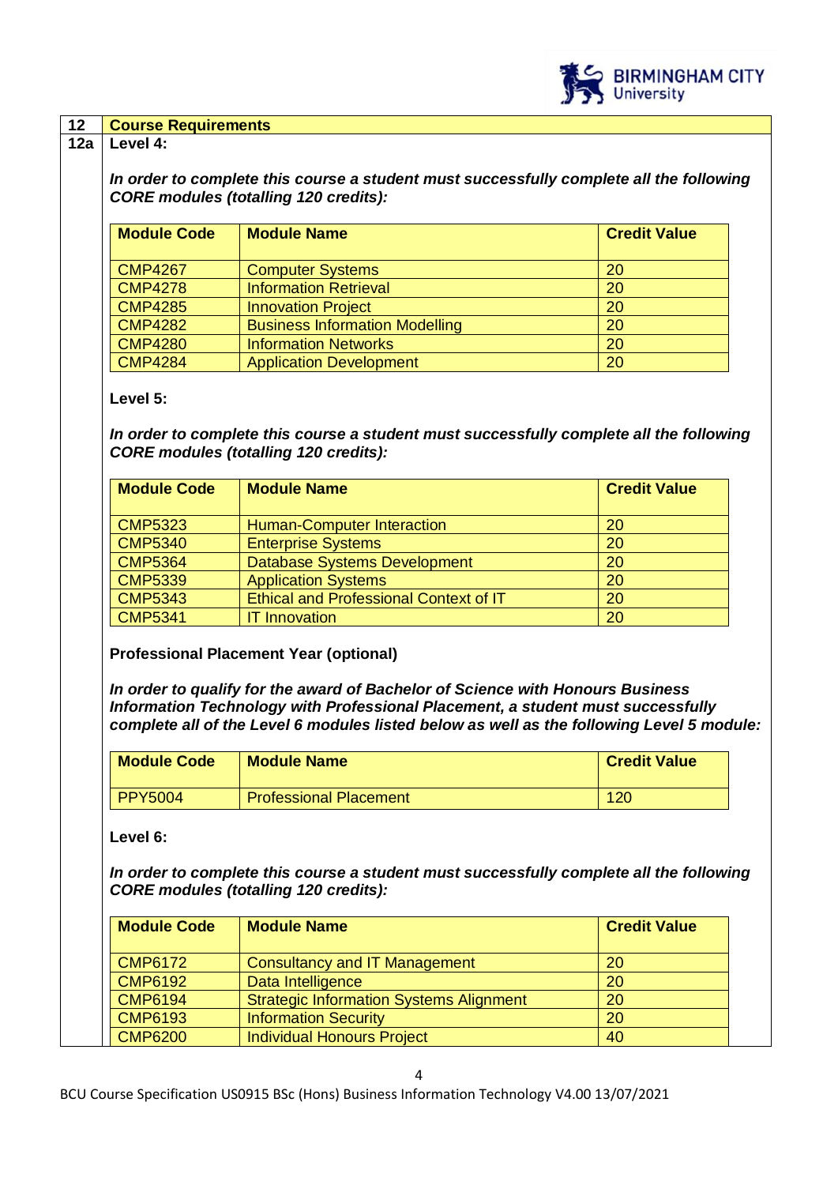## 12 Course Requirements

### 12a Level 4:

***In order to complete this course a student must successfully complete all the following CORE modules (totalling 120 credits):***

| Module Code | Module Name | Credit Value |
|---|---|---|
| CMP4267 | Computer Systems | 20 |
| CMP4278 | Information Retrieval | 20 |
| CMP4285 | Innovation Project | 20 |
| CMP4282 | Business Information Modelling | 20 |
| CMP4280 | Information Networks | 20 |
| CMP4284 | Application Development | 20 |

**Level 5:**

***In order to complete this course a student must successfully complete all the following CORE modules (totalling 120 credits):***

| Module Code | Module Name | Credit Value |
|---|---|---|
| CMP5323 | Human-Computer Interaction | 20 |
| CMP5340 | Enterprise Systems | 20 |
| CMP5364 | Database Systems Development | 20 |
| CMP5339 | Application Systems | 20 |
| CMP5343 | Ethical and Professional Context of IT | 20 |
| CMP5341 | IT Innovation | 20 |

**Professional Placement Year (optional)**

***In order to qualify for the award of Bachelor of Science with Honours Business Information Technology with Professional Placement, a student must successfully complete all of the Level 6 modules listed below as well as the following Level 5 module:***

| Module Code | Module Name | Credit Value |
|---|---|---|
| PPY5004 | Professional Placement | 120 |

**Level 6:**

***In order to complete this course a student must successfully complete all the following CORE modules (totalling 120 credits):***

| Module Code | Module Name | Credit Value |
|---|---|---|
| CMP6172 | Consultancy and IT Management | 20 |
| CMP6192 | Data Intelligence | 20 |
| CMP6194 | Strategic Information Systems Alignment | 20 |
| CMP6193 | Information Security | 20 |
| CMP6200 | Individual Honours Project | 40 |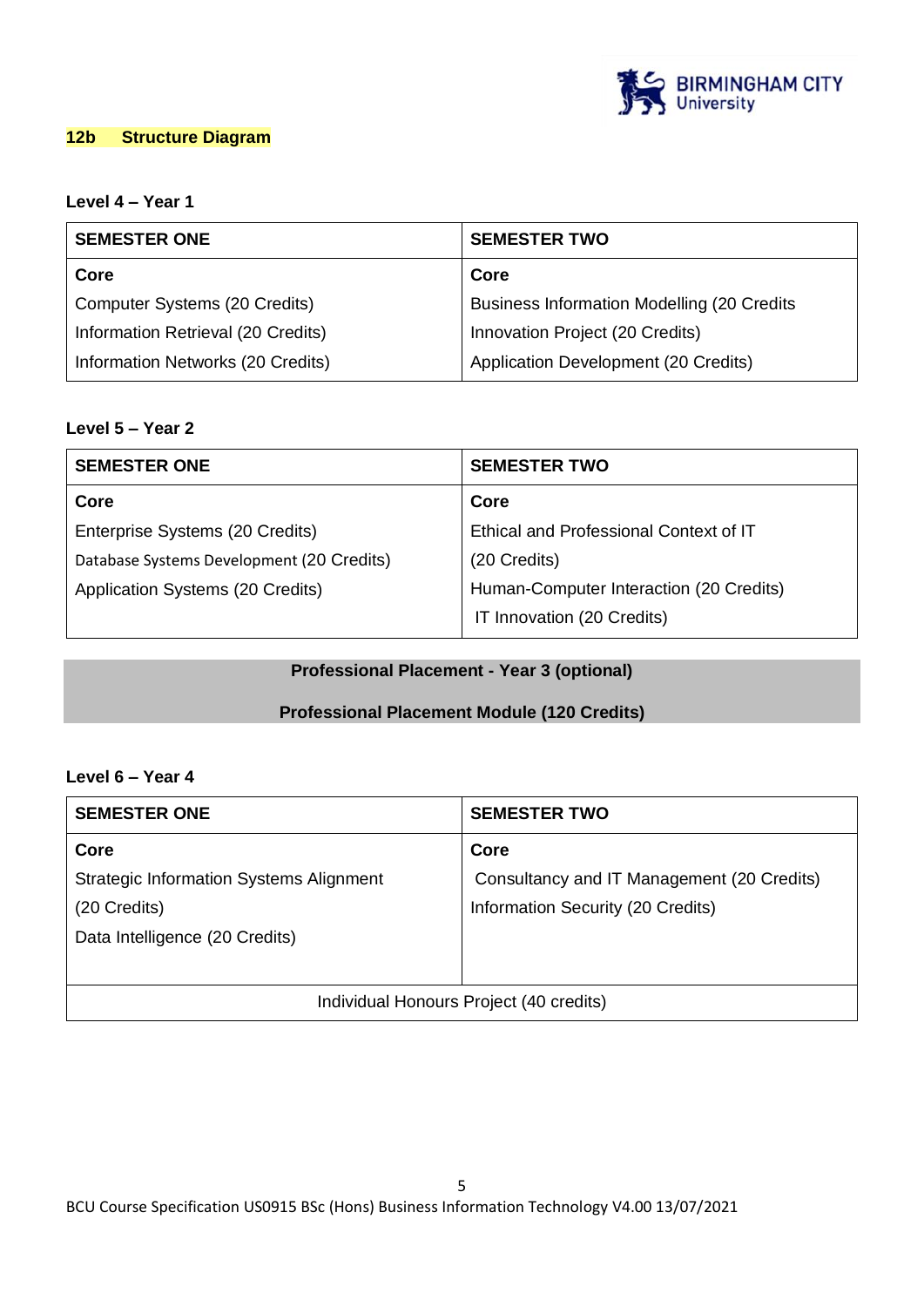## 12b Structure Diagram

**Level 4 – Year 1**

| SEMESTER ONE | SEMESTER TWO |
| --- | --- |
| **Core**<br>Computer Systems (20 Credits)<br>Information Retrieval (20 Credits)<br>Information Networks (20 Credits) | **Core**<br>Business Information Modelling (20 Credits<br>Innovation Project (20 Credits)<br>Application Development (20 Credits) |

**Level 5 – Year 2**

| SEMESTER ONE | SEMESTER TWO |
| --- | --- |
| **Core**<br>Enterprise Systems (20 Credits)<br>Database Systems Development (20 Credits)<br>Application Systems (20 Credits) | **Core**<br>Ethical and Professional Context of IT (20 Credits)<br>Human-Computer Interaction (20 Credits)<br>IT Innovation (20 Credits) |

**Professional Placement - Year 3 (optional)**

**Professional Placement Module (120 Credits)**

**Level 6 – Year 4**

| SEMESTER ONE | SEMESTER TWO |
| --- | --- |
| **Core**<br>Strategic Information Systems Alignment (20 Credits)<br>Data Intelligence (20 Credits) | **Core**<br>Consultancy and IT Management (20 Credits)<br>Information Security (20 Credits) |
| Individual Honours Project (40 credits) | |

BCU Course Specification US0915 BSc (Hons) Business Information Technology V4.00 13/07/2021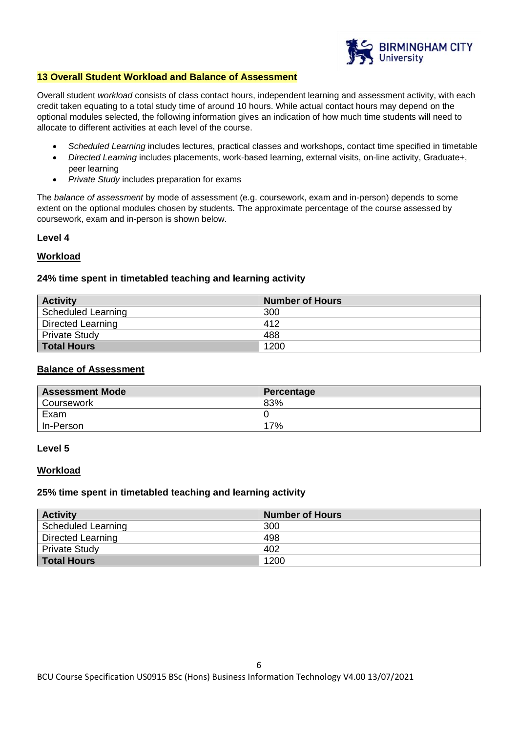## 13 Overall Student Workload and Balance of Assessment

Overall student *workload* consists of class contact hours, independent learning and assessment activity, with each credit taken equating to a total study time of around 10 hours. While actual contact hours may depend on the optional modules selected, the following information gives an indication of how much time students will need to allocate to different activities at each level of the course.

- *Scheduled Learning* includes lectures, practical classes and workshops, contact time specified in timetable
- *Directed Learning* includes placements, work-based learning, external visits, on-line activity, Graduate+, peer learning
- *Private Study* includes preparation for exams

The *balance of assessment* by mode of assessment (e.g. coursework, exam and in-person) depends to some extent on the optional modules chosen by students. The approximate percentage of the course assessed by coursework, exam and in-person is shown below.

**Level 4**

**Workload**

**24% time spent in timetabled teaching and learning activity**

| Activity | Number of Hours |
|---|---|
| Scheduled Learning | 300 |
| Directed Learning | 412 |
| Private Study | 488 |
| **Total Hours** | 1200 |

**Balance of Assessment**

| Assessment Mode | Percentage |
|---|---|
| Coursework | 83% |
| Exam | 0 |
| In-Person | 17% |

**Level 5**

**Workload**

**25% time spent in timetabled teaching and learning activity**

| Activity | Number of Hours |
|---|---|
| Scheduled Learning | 300 |
| Directed Learning | 498 |
| Private Study | 402 |
| **Total Hours** | 1200 |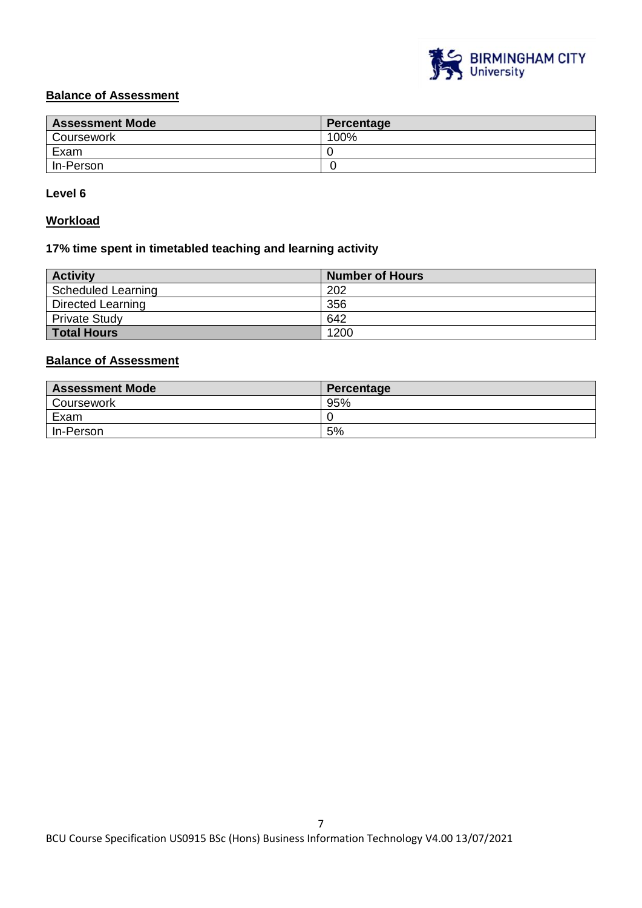**Balance of Assessment**

| Assessment Mode | Percentage |
| --- | --- |
| Coursework | 100% |
| Exam | 0 |
| In-Person | 0 |

**Level 6**

**Workload**

**17% time spent in timetabled teaching and learning activity**

| Activity | Number of Hours |
| --- | --- |
| Scheduled Learning | 202 |
| Directed Learning | 356 |
| Private Study | 642 |
| **Total Hours** | 1200 |

**Balance of Assessment**

| Assessment Mode | Percentage |
| --- | --- |
| Coursework | 95% |
| Exam | 0 |
| In-Person | 5% |